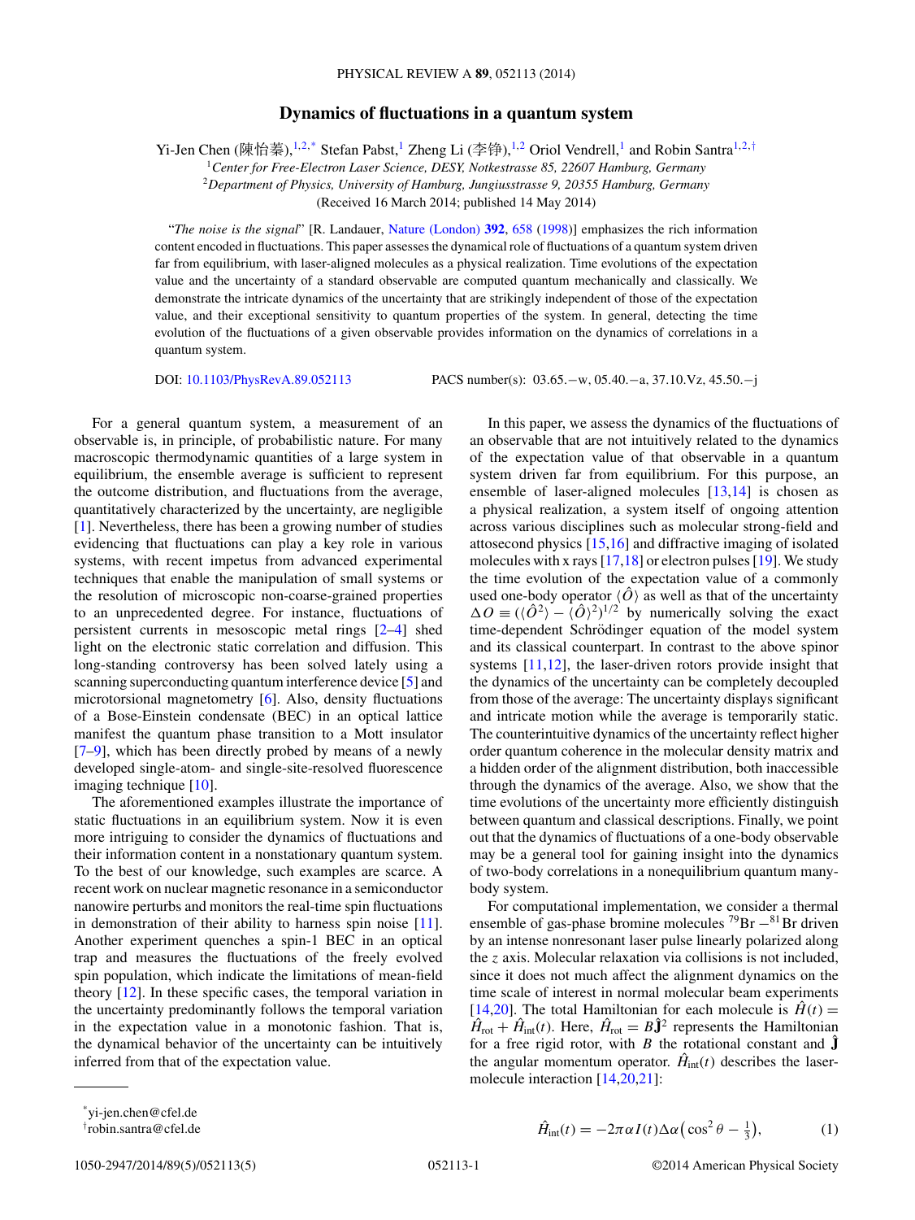# Dynamics of fluctuations in a quantum system

Yi-Jen Chen (陳怡蓁),[1,2,*] Stefan Pabst,[1] Zheng Li (李铮),[1,2] Oriol Vendrell,[1] and Robin Santra[1,2,†]

[1]*Center for Free-Electron Laser Science, DESY, Notkestrasse 85, 22607 Hamburg, Germany*
[2]*Department of Physics, University of Hamburg, Jungiusstrasse 9, 20355 Hamburg, Germany*

(Received 16 March 2014; published 14 May 2014)

"*The noise is the signal*" [R. Landauer, Nature (London) **392**, 658 (1998)] emphasizes the rich information content encoded in fluctuations. This paper assesses the dynamical role of fluctuations of a quantum system driven far from equilibrium, with laser-aligned molecules as a physical realization. Time evolutions of the expectation value and the uncertainty of a standard observable are computed quantum mechanically and classically. We demonstrate the intricate dynamics of the uncertainty that are strikingly independent of those of the expectation value, and their exceptional sensitivity to quantum properties of the system. In general, detecting the time evolution of the fluctuations of a given observable provides information on the dynamics of correlations in a quantum system.

DOI: 10.1103/PhysRevA.89.052113 PACS number(s): 03.65.−w, 05.40.−a, 37.10.Vz, 45.50.−j

For a general quantum system, a measurement of an observable is, in principle, of probabilistic nature. For many macroscopic thermodynamic quantities of a large system in equilibrium, the ensemble average is sufficient to represent the outcome distribution, and fluctuations from the average, quantitatively characterized by the uncertainty, are negligible [1]. Nevertheless, there has been a growing number of studies evidencing that fluctuations can play a key role in various systems, with recent impetus from advanced experimental techniques that enable the manipulation of small systems or the resolution of microscopic non-coarse-grained properties to an unprecedented degree. For instance, fluctuations of persistent currents in mesoscopic metal rings [2–4] shed light on the electronic static correlation and diffusion. This long-standing controversy has been solved lately using a scanning superconducting quantum interference device [5] and microtorsional magnetometry [6]. Also, density fluctuations of a Bose-Einstein condensate (BEC) in an optical lattice manifest the quantum phase transition to a Mott insulator [7–9], which has been directly probed by means of a newly developed single-atom- and single-site-resolved fluorescence imaging technique [10].

The aforementioned examples illustrate the importance of static fluctuations in an equilibrium system. Now it is even more intriguing to consider the dynamics of fluctuations and their information content in a nonstationary quantum system. To the best of our knowledge, such examples are scarce. A recent work on nuclear magnetic resonance in a semiconductor nanowire perturbs and monitors the real-time spin fluctuations in demonstration of their ability to harness spin noise [11]. Another experiment quenches a spin-1 BEC in an optical trap and measures the fluctuations of the freely evolved spin population, which indicate the limitations of mean-field theory [12]. In these specific cases, the temporal variation in the uncertainty predominantly follows the temporal variation in the expectation value in a monotonic fashion. That is, the dynamical behavior of the uncertainty can be intuitively inferred from that of the expectation value.

In this paper, we assess the dynamics of the fluctuations of an observable that are not intuitively related to the dynamics of the expectation value of that observable in a quantum system driven far from equilibrium. For this purpose, an ensemble of laser-aligned molecules [13,14] is chosen as a physical realization, a system itself of ongoing attention across various disciplines such as molecular strong-field and attosecond physics [15,16] and diffractive imaging of isolated molecules with x rays [17,18] or electron pulses [19]. We study the time evolution of the expectation value of a commonly used one-body operator $\langle \hat{O} \rangle$ as well as that of the uncertainty $\Delta O \equiv (\langle \hat{O}^2 \rangle - \langle \hat{O} \rangle^2)^{1/2}$ by numerically solving the exact time-dependent Schrödinger equation of the model system and its classical counterpart. In contrast to the above spinor systems [11,12], the laser-driven rotors provide insight that the dynamics of the uncertainty can be completely decoupled from those of the average: The uncertainty displays significant and intricate motion while the average is temporarily static. The counterintuitive dynamics of the uncertainty reflect higher order quantum coherence in the molecular density matrix and a hidden order of the alignment distribution, both inaccessible through the dynamics of the average. Also, we show that the time evolutions of the uncertainty more efficiently distinguish between quantum and classical descriptions. Finally, we point out that the dynamics of fluctuations of a one-body observable may be a general tool for gaining insight into the dynamics of two-body correlations in a nonequilibrium quantum many-body system.

For computational implementation, we consider a thermal ensemble of gas-phase bromine molecules $^{79}$Br $-^{81}$Br driven by an intense nonresonant laser pulse linearly polarized along the $z$ axis. Molecular relaxation via collisions is not included, since it does not much affect the alignment dynamics on the time scale of interest in normal molecular beam experiments [14,20]. The total Hamiltonian for each molecule is $\hat{H}(t) = \hat{H}_{\mathrm{rot}} + \hat{H}_{\mathrm{int}}(t)$. Here, $\hat{H}_{\mathrm{rot}} = B\hat{\mathbf{J}}^2$ represents the Hamiltonian for a free rigid rotor, with $B$ the rotational constant and $\hat{\mathbf{J}}$ the angular momentum operator. $\hat{H}_{\mathrm{int}}(t)$ describes the laser-molecule interaction [14,20,21]:

$$\hat{H}_{\mathrm{int}}(t) = -2\pi\alpha I(t)\Delta\alpha\left(\cos^2\theta - \tfrac{1}{3}\right), \tag{1}$$

---

*yi-jen.chen@cfel.de
†robin.santra@cfel.de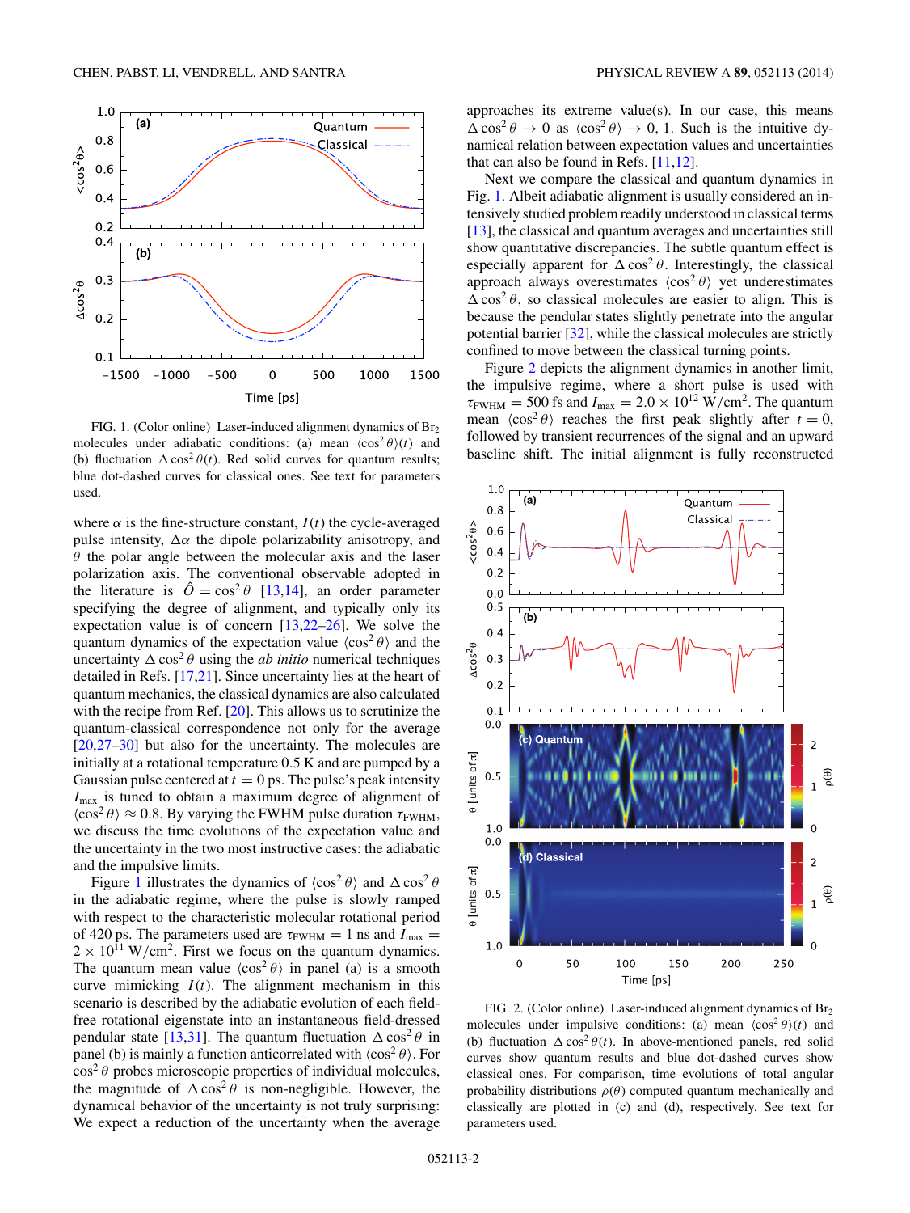FIG. 1. (Color online) Laser-induced alignment dynamics of $Br_2$ molecules under adiabatic conditions: (a) mean $\langle \cos^2\theta \rangle(t)$ and (b) fluctuation $\Delta \cos^2\theta(t)$. Red solid curves for quantum results; blue dot-dashed curves for classical ones. See text for parameters used.

where $\alpha$ is the fine-structure constant, $I(t)$ the cycle-averaged pulse intensity, $\Delta\alpha$ the dipole polarizability anisotropy, and $\theta$ the polar angle between the molecular axis and the laser polarization axis. The conventional observable adopted in the literature is $\hat{O} = \cos^2\theta$ [13,14], an order parameter specifying the degree of alignment, and typically only its expectation value is of concern [13,22–26]. We solve the quantum dynamics of the expectation value $\langle \cos^2\theta \rangle$ and the uncertainty $\Delta \cos^2\theta$ using the *ab initio* numerical techniques detailed in Refs. [17,21]. Since uncertainty lies at the heart of quantum mechanics, the classical dynamics are also calculated with the recipe from Ref. [20]. This allows us to scrutinize the quantum-classical correspondence not only for the average [20,27–30] but also for the uncertainty. The molecules are initially at a rotational temperature 0.5 K and are pumped by a Gaussian pulse centered at $t = 0$ ps. The pulse's peak intensity $I_{max}$ is tuned to obtain a maximum degree of alignment of $\langle \cos^2\theta \rangle \approx 0.8$. By varying the FWHM pulse duration $\tau_{FWHM}$, we discuss the time evolutions of the expectation value and the uncertainty in the two most instructive cases: the adiabatic and the impulsive limits.

Figure 1 illustrates the dynamics of $\langle \cos^2\theta \rangle$ and $\Delta \cos^2\theta$ in the adiabatic regime, where the pulse is slowly ramped with respect to the characteristic molecular rotational period of 420 ps. The parameters used are $\tau_{FWHM} = 1$ ns and $I_{max} = 2 \times 10^{11}$ W/cm$^2$. First we focus on the quantum dynamics. The quantum mean value $\langle \cos^2\theta \rangle$ in panel (a) is a smooth curve mimicking $I(t)$. The alignment mechanism in this scenario is described by the adiabatic evolution of each field-free rotational eigenstate into an instantaneous field-dressed pendular state [13,31]. The quantum fluctuation $\Delta \cos^2\theta$ in panel (b) is mainly a function anticorrelated with $\langle \cos^2\theta \rangle$. For $\cos^2\theta$ probes microscopic properties of individual molecules, the magnitude of $\Delta \cos^2\theta$ is non-negligible. However, the dynamical behavior of the uncertainty is not truly surprising: We expect a reduction of the uncertainty when the average approaches its extreme value(s). In our case, this means $\Delta \cos^2\theta \to 0$ as $\langle \cos^2\theta \rangle \to 0, 1$. Such is the intuitive dynamical relation between expectation values and uncertainties that can also be found in Refs. [11,12].

Next we compare the classical and quantum dynamics in Fig. 1. Albeit adiabatic alignment is usually considered an intensively studied problem readily understood in classical terms [13], the classical and quantum averages and uncertainties still show quantitative discrepancies. The subtle quantum effect is especially apparent for $\Delta \cos^2\theta$. Interestingly, the classical approach always overestimates $\langle \cos^2\theta \rangle$ yet underestimates $\Delta \cos^2\theta$, so classical molecules are easier to align. This is because the pendular states slightly penetrate into the angular potential barrier [32], while the classical molecules are strictly confined to move between the classical turning points.

Figure 2 depicts the alignment dynamics in another limit, the impulsive regime, where a short pulse is used with $\tau_{FWHM} = 500$ fs and $I_{max} = 2.0 \times 10^{12}$ W/cm$^2$. The quantum mean $\langle \cos^2\theta \rangle$ reaches the first peak slightly after $t = 0$, followed by transient recurrences of the signal and an upward baseline shift. The initial alignment is fully reconstructed

FIG. 2. (Color online) Laser-induced alignment dynamics of $Br_2$ molecules under impulsive conditions: (a) mean $\langle \cos^2\theta \rangle(t)$ and (b) fluctuation $\Delta \cos^2\theta(t)$. In above-mentioned panels, red solid curves show quantum results and blue dot-dashed curves show classical ones. For comparison, time evolutions of total angular probability distributions $\rho(\theta)$ computed quantum mechanically and classically are plotted in (c) and (d), respectively. See text for parameters used.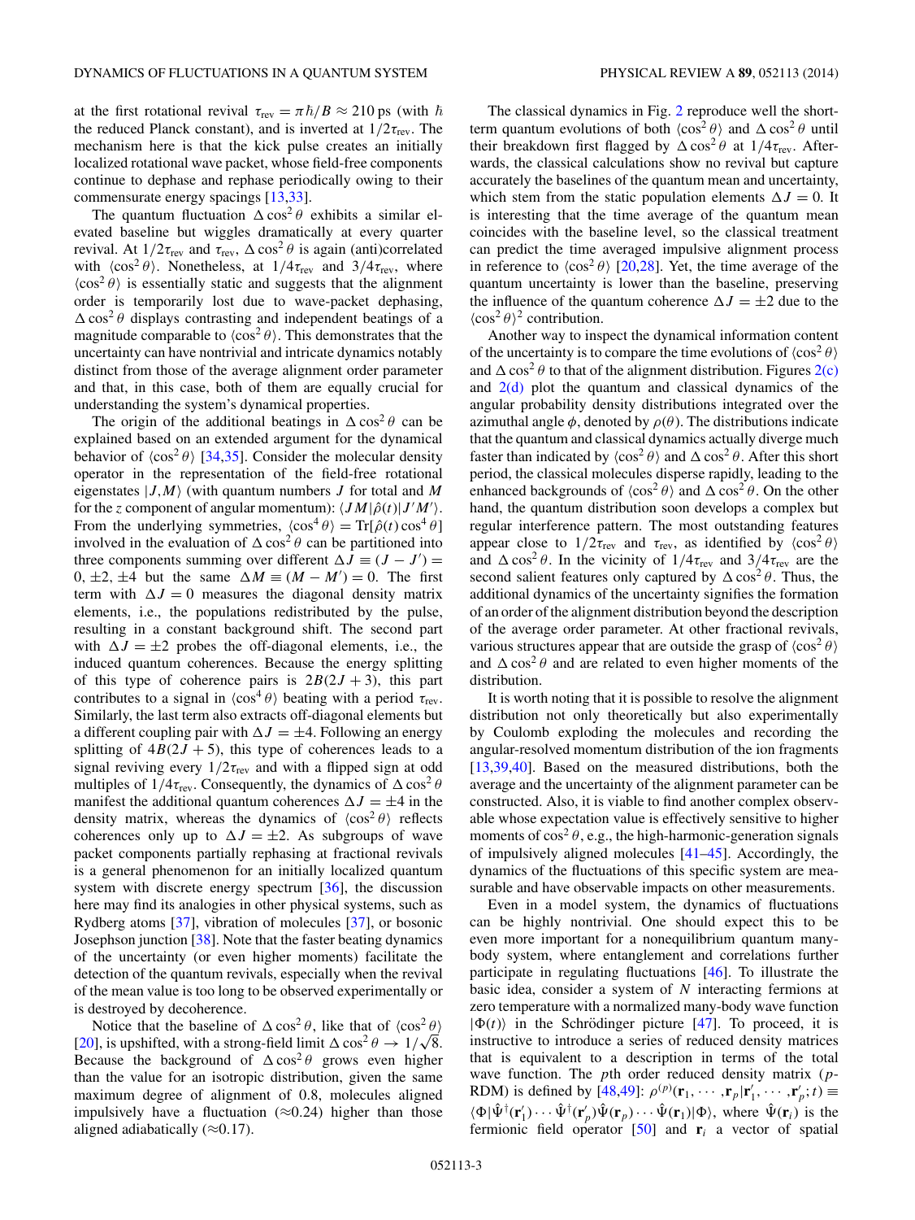at the first rotational revival $\tau_{\rm rev} = \pi\hbar/B \approx 210$ ps (with $\hbar$ the reduced Planck constant), and is inverted at $1/2\tau_{\rm rev}$. The mechanism here is that the kick pulse creates an initially localized rotational wave packet, whose field-free components continue to dephase and rephase periodically owing to their commensurate energy spacings [13,33].

The quantum fluctuation $\Delta\cos^2\theta$ exhibits a similar elevated baseline but wiggles dramatically at every quarter revival. At $1/2\tau_{\rm rev}$ and $\tau_{\rm rev}$, $\Delta\cos^2\theta$ is again (anti)correlated with $\langle\cos^2\theta\rangle$. Nonetheless, at $1/4\tau_{\rm rev}$ and $3/4\tau_{\rm rev}$, where $\langle\cos^2\theta\rangle$ is essentially static and suggests that the alignment order is temporarily lost due to wave-packet dephasing, $\Delta\cos^2\theta$ displays contrasting and independent beatings of a magnitude comparable to $\langle\cos^2\theta\rangle$. This demonstrates that the uncertainty can have nontrivial and intricate dynamics notably distinct from those of the average alignment order parameter and that, in this case, both of them are equally crucial for understanding the system's dynamical properties.

The origin of the additional beatings in $\Delta\cos^2\theta$ can be explained based on an extended argument for the dynamical behavior of $\langle\cos^2\theta\rangle$ [34,35]. Consider the molecular density operator in the representation of the field-free rotational eigenstates $|J,M\rangle$ (with quantum numbers $J$ for total and $M$ for the $z$ component of angular momentum): $\langle JM|\hat{\rho}(t)|J'M'\rangle$. From the underlying symmetries, $\langle\cos^4\theta\rangle = {\rm Tr}[\hat{\rho}(t)\cos^4\theta]$ involved in the evaluation of $\Delta\cos^2\theta$ can be partitioned into three components summing over different $\Delta J \equiv (J-J') = 0, \pm2, \pm4$ but the same $\Delta M \equiv (M-M') = 0$. The first term with $\Delta J = 0$ measures the diagonal density matrix elements, i.e., the populations redistributed by the pulse, resulting in a constant background shift. The second part with $\Delta J = \pm2$ probes the off-diagonal elements, i.e., the induced quantum coherences. Because the energy splitting of this type of coherence pairs is $2B(2J+3)$, this part contributes to a signal in $\langle\cos^4\theta\rangle$ beating with a period $\tau_{\rm rev}$. Similarly, the last term also extracts off-diagonal elements but a different coupling pair with $\Delta J = \pm4$. Following an energy splitting of $4B(2J+5)$, this type of coherences leads to a signal reviving every $1/2\tau_{\rm rev}$ and with a flipped sign at odd multiples of $1/4\tau_{\rm rev}$. Consequently, the dynamics of $\Delta\cos^2\theta$ manifest the additional quantum coherences $\Delta J = \pm4$ in the density matrix, whereas the dynamics of $\langle\cos^2\theta\rangle$ reflects coherences only up to $\Delta J = \pm2$. As subgroups of wave packet components partially rephasing at fractional revivals is a general phenomenon for an initially localized quantum system with discrete energy spectrum [36], the discussion here may find its analogies in other physical systems, such as Rydberg atoms [37], vibration of molecules [37], or bosonic Josephson junction [38]. Note that the faster beating dynamics of the uncertainty (or even higher moments) facilitate the detection of the quantum revivals, especially when the revival of the mean value is too long to be observed experimentally or is destroyed by decoherence.

Notice that the baseline of $\Delta\cos^2\theta$, like that of $\langle\cos^2\theta\rangle$ [20], is upshifted, with a strong-field limit $\Delta\cos^2\theta \to 1/\sqrt{8}$. Because the background of $\Delta\cos^2\theta$ grows even higher than the value for an isotropic distribution, given the same maximum degree of alignment of 0.8, molecules aligned impulsively have a fluctuation ($\approx$0.24) higher than those aligned adiabatically ($\approx$0.17).

The classical dynamics in Fig. 2 reproduce well the short-term quantum evolutions of both $\langle\cos^2\theta\rangle$ and $\Delta\cos^2\theta$ until their breakdown first flagged by $\Delta\cos^2\theta$ at $1/4\tau_{\rm rev}$. Afterwards, the classical calculations show no revival but capture accurately the baselines of the quantum mean and uncertainty, which stem from the static population elements $\Delta J = 0$. It is interesting that the time average of the quantum mean coincides with the baseline level, so the classical treatment can predict the time averaged impulsive alignment process in reference to $\langle\cos^2\theta\rangle$ [20,28]. Yet, the time average of the quantum uncertainty is lower than the baseline, preserving the influence of the quantum coherence $\Delta J = \pm2$ due to the $\langle\cos^2\theta\rangle^2$ contribution.

Another way to inspect the dynamical information content of the uncertainty is to compare the time evolutions of $\langle\cos^2\theta\rangle$ and $\Delta\cos^2\theta$ to that of the alignment distribution. Figures 2(c) and 2(d) plot the quantum and classical dynamics of the angular probability density distributions integrated over the azimuthal angle $\phi$, denoted by $\rho(\theta)$. The distributions indicate that the quantum and classical dynamics actually diverge much faster than indicated by $\langle\cos^2\theta\rangle$ and $\Delta\cos^2\theta$. After this short period, the classical molecules disperse rapidly, leading to the enhanced backgrounds of $\langle\cos^2\theta\rangle$ and $\Delta\cos^2\theta$. On the other hand, the quantum distribution soon develops a complex but regular interference pattern. The most outstanding features appear close to $1/2\tau_{\rm rev}$ and $\tau_{\rm rev}$, as identified by $\langle\cos^2\theta\rangle$ and $\Delta\cos^2\theta$. In the vicinity of $1/4\tau_{\rm rev}$ and $3/4\tau_{\rm rev}$ are the second salient features only captured by $\Delta\cos^2\theta$. Thus, the additional dynamics of the uncertainty signifies the formation of an order of the alignment distribution beyond the description of the average order parameter. At other fractional revivals, various structures appear that are outside the grasp of $\langle\cos^2\theta\rangle$ and $\Delta\cos^2\theta$ and are related to even higher moments of the distribution.

It is worth noting that it is possible to resolve the alignment distribution not only theoretically but also experimentally by Coulomb exploding the molecules and recording the angular-resolved momentum distribution of the ion fragments [13,39,40]. Based on the measured distributions, both the average and the uncertainty of the alignment parameter can be constructed. Also, it is viable to find another complex observable whose expectation value is effectively sensitive to higher moments of $\cos^2\theta$, e.g., the high-harmonic-generation signals of impulsively aligned molecules [41–45]. Accordingly, the dynamics of the fluctuations of this specific system are measurable and have observable impacts on other measurements.

Even in a model system, the dynamics of fluctuations can be highly nontrivial. One should expect this to be even more important for a nonequilibrium quantum many-body system, where entanglement and correlations further participate in regulating fluctuations [46]. To illustrate the basic idea, consider a system of $N$ interacting fermions at zero temperature with a normalized many-body wave function $|\Phi(t)\rangle$ in the Schrödinger picture [47]. To proceed, it is instructive to introduce a series of reduced density matrices that is equivalent to a description in terms of the total wave function. The $p$th order reduced density matrix ($p$-RDM) is defined by [48,49]: $\rho^{(p)}(\mathbf{r}_1,\cdots,\mathbf{r}_p|\mathbf{r}'_1,\cdots,\mathbf{r}'_p;t) \equiv \langle\Phi|\hat{\Psi}^\dagger(\mathbf{r}'_1)\cdots\hat{\Psi}^\dagger(\mathbf{r}'_p)\hat{\Psi}(\mathbf{r}_p)\cdots\hat{\Psi}(\mathbf{r}_1)|\Phi\rangle$, where $\hat{\Psi}(\mathbf{r}_i)$ is the fermionic field operator [50] and $\mathbf{r}_i$ a vector of spatial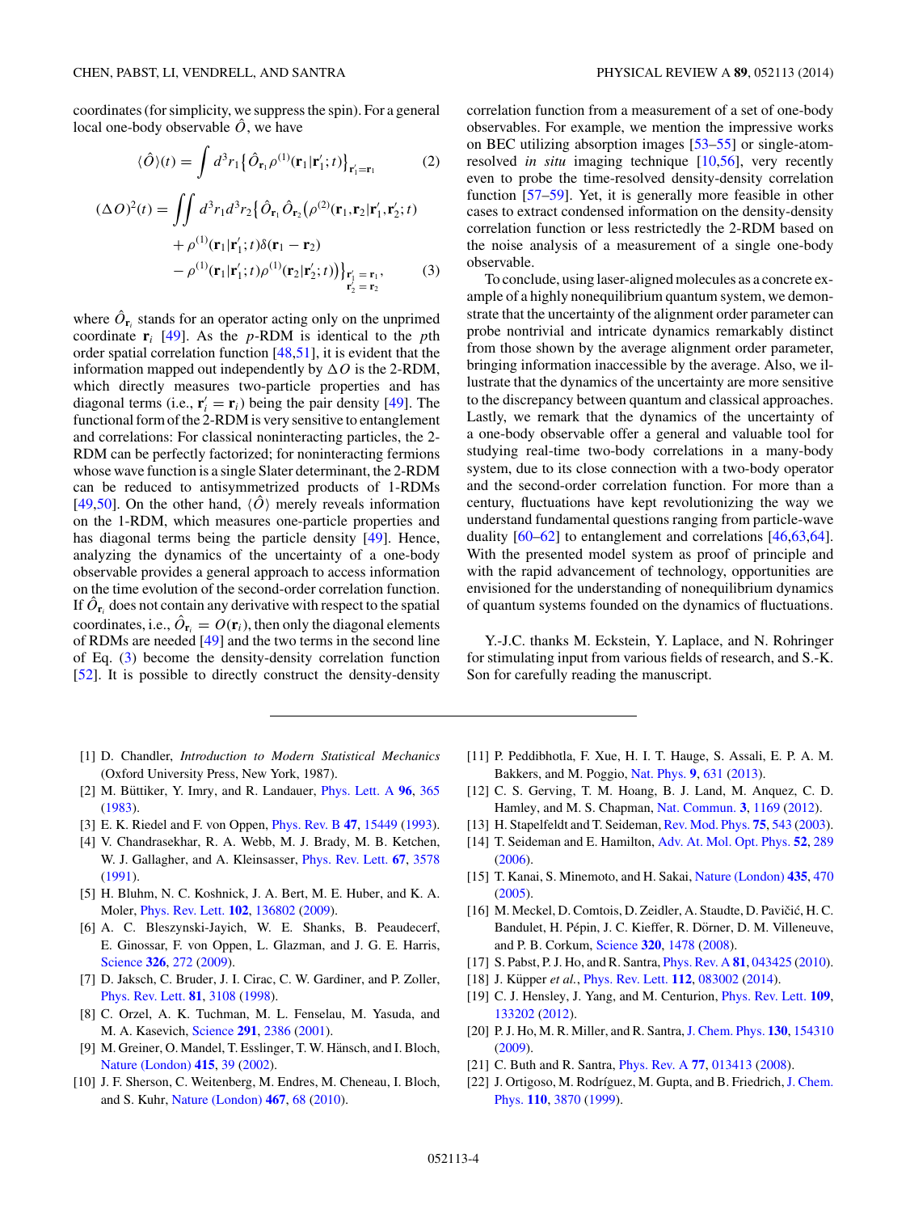coordinates (for simplicity, we suppress the spin). For a general local one-body observable $\hat{O}$, we have

$$\langle \hat{O} \rangle(t) = \int d^3r_1 \{\hat{O}_{\mathbf{r}_1} \rho^{(1)}(\mathbf{r}_1|\mathbf{r}_1';t)\}_{\mathbf{r}_1'=\mathbf{r}_1} \tag{2}$$

$$\begin{aligned}(\Delta O)^2(t) = \iint d^3r_1 d^3r_2 \{ &\hat{O}_{\mathbf{r}_1}\hat{O}_{\mathbf{r}_2}(\rho^{(2)}(\mathbf{r}_1,\mathbf{r}_2|\mathbf{r}_1',\mathbf{r}_2';t) \\ &+ \rho^{(1)}(\mathbf{r}_1|\mathbf{r}_1';t)\delta(\mathbf{r}_1-\mathbf{r}_2) \\ &- \rho^{(1)}(\mathbf{r}_1|\mathbf{r}_1';t)\rho^{(1)}(\mathbf{r}_2|\mathbf{r}_2';t))\}_{\substack{\mathbf{r}_1'=\mathbf{r}_1,\\ \mathbf{r}_2'=\mathbf{r}_2}}, \end{aligned} \tag{3}$$

where $\hat{O}_{\mathbf{r}_i}$ stands for an operator acting only on the unprimed coordinate $\mathbf{r}_i$ [49]. As the $p$-RDM is identical to the $p$th order spatial correlation function [48,51], it is evident that the information mapped out independently by $\Delta O$ is the 2-RDM, which directly measures two-particle properties and has diagonal terms (i.e., $\mathbf{r}_i' = \mathbf{r}_i$) being the pair density [49]. The functional form of the 2-RDM is very sensitive to entanglement and correlations: For classical noninteracting particles, the 2-RDM can be perfectly factorized; for noninteracting fermions whose wave function is a single Slater determinant, the 2-RDM can be reduced to antisymmetrized products of 1-RDMs [49,50]. On the other hand, $\langle \hat{O} \rangle$ merely reveals information on the 1-RDM, which measures one-particle properties and has diagonal terms being the particle density [49]. Hence, analyzing the dynamics of the uncertainty of a one-body observable provides a general approach to access information on the time evolution of the second-order correlation function. If $\hat{O}_{\mathbf{r}_i}$ does not contain any derivative with respect to the spatial coordinates, i.e., $\hat{O}_{\mathbf{r}_i} = O(\mathbf{r}_i)$, then only the diagonal elements of RDMs are needed [49] and the two terms in the second line of Eq. (3) become the density-density correlation function [52]. It is possible to directly construct the density-density correlation function from a measurement of a set of one-body observables. For example, we mention the impressive works on BEC utilizing absorption images [53–55] or single-atom-resolved *in situ* imaging technique [10,56], very recently even to probe the time-resolved density-density correlation function [57–59]. Yet, it is generally more feasible in other cases to extract condensed information on the density-density correlation function or less restrictedly the 2-RDM based on the noise analysis of a measurement of a single one-body observable.

To conclude, using laser-aligned molecules as a concrete example of a highly nonequilibrium quantum system, we demonstrate that the uncertainty of the alignment order parameter can probe nontrivial and intricate dynamics remarkably distinct from those shown by the average alignment order parameter, bringing information inaccessible by the average. Also, we illustrate that the dynamics of the uncertainty are more sensitive to the discrepancy between quantum and classical approaches. Lastly, we remark that the dynamics of the uncertainty of a one-body observable offer a general and valuable tool for studying real-time two-body correlations in a many-body system, due to its close connection with a two-body operator and the second-order correlation function. For more than a century, fluctuations have kept revolutionizing the way we understand fundamental questions ranging from particle-wave duality [60–62] to entanglement and correlations [46,63,64]. With the presented model system as proof of principle and with the rapid advancement of technology, opportunities are envisioned for the understanding of nonequilibrium dynamics of quantum systems founded on the dynamics of fluctuations.

Y.-J.C. thanks M. Eckstein, Y. Laplace, and N. Rohringer for stimulating input from various fields of research, and S.-K. Son for carefully reading the manuscript.

---

[1] D. Chandler, *Introduction to Modern Statistical Mechanics* (Oxford University Press, New York, 1987).

[2] M. Büttiker, Y. Imry, and R. Landauer, Phys. Lett. A **96**, 365 (1983).

[3] E. K. Riedel and F. von Oppen, Phys. Rev. B **47**, 15449 (1993).

[4] V. Chandrasekhar, R. A. Webb, M. J. Brady, M. B. Ketchen, W. J. Gallagher, and A. Kleinsasser, Phys. Rev. Lett. **67**, 3578 (1991).

[5] H. Bluhm, N. C. Koshnick, J. A. Bert, M. E. Huber, and K. A. Moler, Phys. Rev. Lett. **102**, 136802 (2009).

[6] A. C. Bleszynski-Jayich, W. E. Shanks, B. Peaudecerf, E. Ginossar, F. von Oppen, L. Glazman, and J. G. E. Harris, Science **326**, 272 (2009).

[7] D. Jaksch, C. Bruder, J. I. Cirac, C. W. Gardiner, and P. Zoller, Phys. Rev. Lett. **81**, 3108 (1998).

[8] C. Orzel, A. K. Tuchman, M. L. Fenselau, M. Yasuda, and M. A. Kasevich, Science **291**, 2386 (2001).

[9] M. Greiner, O. Mandel, T. Esslinger, T. W. Hänsch, and I. Bloch, Nature (London) **415**, 39 (2002).

[10] J. F. Sherson, C. Weitenberg, M. Endres, M. Cheneau, I. Bloch, and S. Kuhr, Nature (London) **467**, 68 (2010).

[11] P. Peddibhotla, F. Xue, H. I. T. Hauge, S. Assali, E. P. A. M. Bakkers, and M. Poggio, Nat. Phys. **9**, 631 (2013).

[12] C. S. Gerving, T. M. Hoang, B. J. Land, M. Anquez, C. D. Hamley, and M. S. Chapman, Nat. Commun. **3**, 1169 (2012).

[13] H. Stapelfeldt and T. Seideman, Rev. Mod. Phys. **75**, 543 (2003).

[14] T. Seideman and E. Hamilton, Adv. At. Mol. Opt. Phys. **52**, 289 (2006).

[15] T. Kanai, S. Minemoto, and H. Sakai, Nature (London) **435**, 470 (2005).

[16] M. Meckel, D. Comtois, D. Zeidler, A. Staudte, D. Pavičić, H. C. Bandulet, H. Pépin, J. C. Kieffer, R. Dörner, D. M. Villeneuve, and P. B. Corkum, Science **320**, 1478 (2008).

[17] S. Pabst, P. J. Ho, and R. Santra, Phys. Rev. A **81**, 043425 (2010).

[18] J. Küpper *et al.*, Phys. Rev. Lett. **112**, 083002 (2014).

[19] C. J. Hensley, J. Yang, and M. Centurion, Phys. Rev. Lett. **109**, 133202 (2012).

[20] P. J. Ho, M. R. Miller, and R. Santra, J. Chem. Phys. **130**, 154310 (2009).

[21] C. Buth and R. Santra, Phys. Rev. A **77**, 013413 (2008).

[22] J. Ortigoso, M. Rodríguez, M. Gupta, and B. Friedrich, J. Chem. Phys. **110**, 3870 (1999).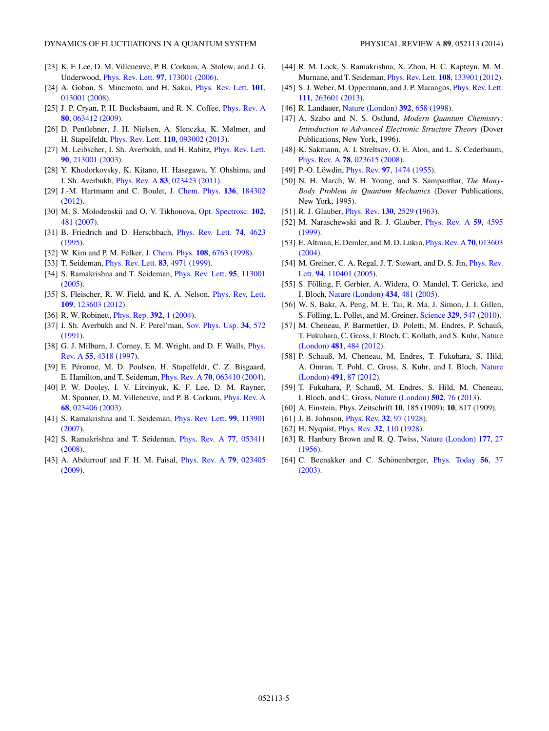[23] K. F. Lee, D. M. Villeneuve, P. B. Corkum, A. Stolow, and J. G. Underwood, Phys. Rev. Lett. **97**, 173001 (2006).

[24] A. Goban, S. Minemoto, and H. Sakai, Phys. Rev. Lett. **101**, 013001 (2008).

[25] J. P. Cryan, P. H. Bucksbaum, and R. N. Coffee, Phys. Rev. A **80**, 063412 (2009).

[26] D. Pentlehner, J. H. Nielsen, A. Slenczka, K. Mølmer, and H. Stapelfeldt, Phys. Rev. Lett. **110**, 093002 (2013).

[27] M. Leibscher, I. Sh. Averbukh, and H. Rabitz, Phys. Rev. Lett. **90**, 213001 (2003).

[28] Y. Khodorkovsky, K. Kitano, H. Hasegawa, Y. Ohshima, and I. Sh. Averbukh, Phys. Rev. A **83**, 023423 (2011).

[29] J.-M. Hartmann and C. Boulet, J. Chem. Phys. **136**, 184302 (2012).

[30] M. S. Molodenskii and O. V. Tikhonova, Opt. Spectrosc. **102**, 481 (2007).

[31] B. Friedrich and D. Herschbach, Phys. Rev. Lett. **74**, 4623 (1995).

[32] W. Kim and P. M. Felker, J. Chem. Phys. **108**, 6763 (1998).

[33] T. Seideman, Phys. Rev. Lett. **83**, 4971 (1999).

[34] S. Ramakrishna and T. Seideman, Phys. Rev. Lett. **95**, 113001 (2005).

[35] S. Fleischer, R. W. Field, and K. A. Nelson, Phys. Rev. Lett. **109**, 123603 (2012).

[36] R. W. Robinett, Phys. Rep. **392**, 1 (2004).

[37] I. Sh. Averbukh and N. F. Perel'man, Sov. Phys. Usp. **34**, 572 (1991).

[38] G. J. Milburn, J. Corney, E. M. Wright, and D. F. Walls, Phys. Rev. A **55**, 4318 (1997).

[39] E. Péronne, M. D. Poulsen, H. Stapelfeldt, C. Z. Bisgaard, E. Hamilton, and T. Seideman, Phys. Rev. A **70**, 063410 (2004).

[40] P. W. Dooley, I. V. Litvinyuk, K. F. Lee, D. M. Rayner, M. Spanner, D. M. Villeneuve, and P. B. Corkum, Phys. Rev. A **68**, 023406 (2003).

[41] S. Ramakrishna and T. Seideman, Phys. Rev. Lett. **99**, 113901 (2007).

[42] S. Ramakrishna and T. Seideman, Phys. Rev. A **77**, 053411 (2008).

[43] A. Abdurrouf and F. H. M. Faisal, Phys. Rev. A **79**, 023405 (2009).

[44] R. M. Lock, S. Ramakrishna, X. Zhou, H. C. Kapteyn, M. M. Murnane, and T. Seideman, Phys. Rev. Lett. **108**, 133901 (2012).

[45] S. J. Weber, M. Oppermann, and J. P. Marangos, Phys. Rev. Lett. **111**, 263601 (2013).

[46] R. Landauer, Nature (London) **392**, 658 (1998).

[47] A. Szabo and N. S. Ostlund, *Modern Quantum Chemistry: Introduction to Advanced Electronic Structure Theory* (Dover Publications, New York, 1996).

[48] K. Sakmann, A. I. Streltsov, O. E. Alon, and L. S. Cederbaum, Phys. Rev. A **78**, 023615 (2008).

[49] P.-O. Löwdin, Phys. Rev. **97**, 1474 (1955).

[50] N. H. March, W. H. Young, and S. Sampanthar, *The Many-Body Problem in Quantum Mechanics* (Dover Publications, New York, 1995).

[51] R. J. Glauber, Phys. Rev. **130**, 2529 (1963).

[52] M. Naraschewski and R. J. Glauber, Phys. Rev. A **59**, 4595 (1999).

[53] E. Altman, E. Demler, and M. D. Lukin, Phys. Rev. A **70**, 013603 (2004).

[54] M. Greiner, C. A. Regal, J. T. Stewart, and D. S. Jin, Phys. Rev. Lett. **94**, 110401 (2005).

[55] S. Fölling, F. Gerbier, A. Widera, O. Mandel, T. Gericke, and I. Bloch, Nature (London) **434**, 481 (2005).

[56] W. S. Bakr, A. Peng, M. E. Tai, R. Ma, J. Simon, J. I. Gillen, S. Fölling, L. Pollet, and M. Greiner, Science **329**, 547 (2010).

[57] M. Cheneau, P. Barmettler, D. Poletti, M. Endres, P. Schauß, T. Fukuhara, C. Gross, I. Bloch, C. Kollath, and S. Kuhr, Nature (London) **481**, 484 (2012).

[58] P. Schauß, M. Cheneau, M. Endres, T. Fukuhara, S. Hild, A. Omran, T. Pohl, C. Gross, S. Kuhr, and I. Bloch, Nature (London) **491**, 87 (2012).

[59] T. Fukuhara, P. Schauß, M. Endres, S. Hild, M. Cheneau, I. Bloch, and C. Gross, Nature (London) **502**, 76 (2013).

[60] A. Einstein, Phys. Zeitschrift **10**, 185 (1909); **10**, 817 (1909).

[61] J. B. Johnson, Phys. Rev. **32**, 97 (1928).

[62] H. Nyquist, Phys. Rev. **32**, 110 (1928).

[63] R. Hanbury Brown and R. Q. Twiss, Nature (London) **177**, 27 (1956).

[64] C. Beenakker and C. Schönenberger, Phys. Today **56**, 37 (2003).